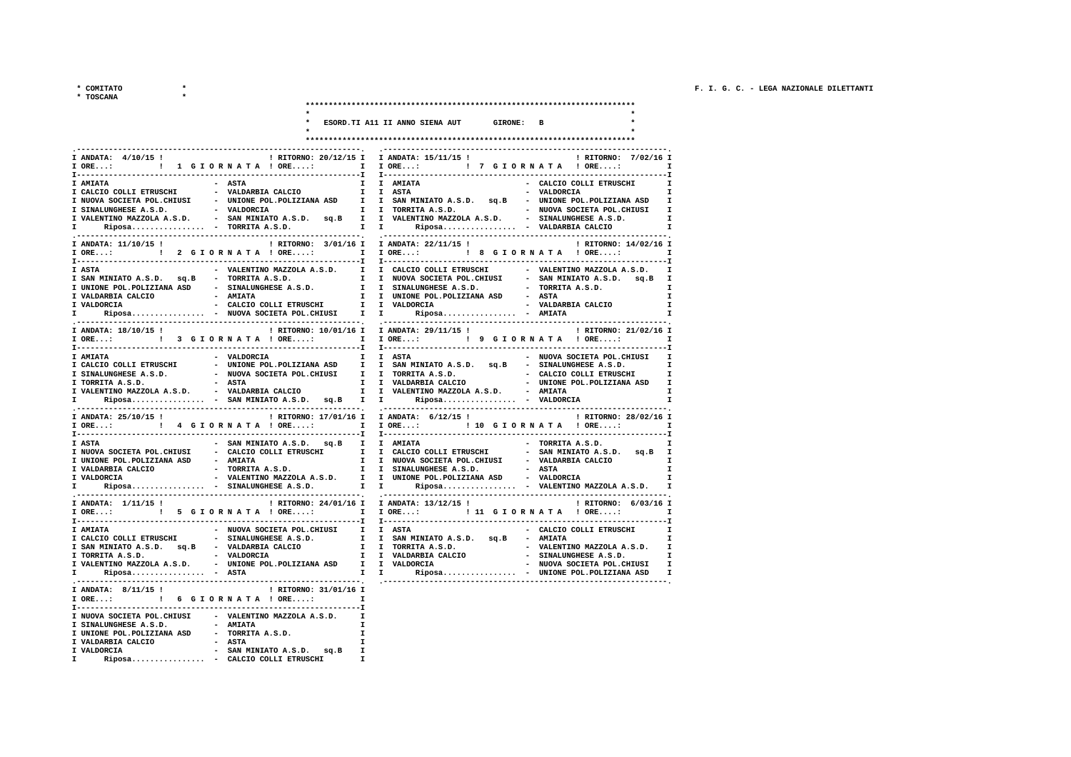COMITATO TOSCANA

F. I. G. C. - LEGA NAZIONALE DILETTANTI

**ESORD.TI A11 II ANNO SIENA AUT GIRONE: B**

**1 GIORNATA** — ANDATA: 4/10/15 — RITORNO: 20/12/15

| | |
|---|---|
| AMIATA | ASTA |
| CALCIO COLLI ETRUSCHI | VALDARBIA CALCIO |
| NUOVA SOCIETA POL.CHIUSI | UNIONE POL.POLIZIANA ASD |
| SINALUNGHESE A.S.D. | VALDORCIA |
| VALENTINO MAZZOLA A.S.D. | SAN MINIATO A.S.D. sq.B |
| Riposa................ | TORRITA A.S.D. |

**2 GIORNATA** — ANDATA: 11/10/15 — RITORNO: 3/01/16

| | |
|---|---|
| ASTA | VALENTINO MAZZOLA A.S.D. |
| SAN MINIATO A.S.D. sq.B | TORRITA A.S.D. |
| UNIONE POL.POLIZIANA ASD | SINALUNGHESE A.S.D. |
| VALDARBIA CALCIO | AMIATA |
| VALDORCIA | CALCIO COLLI ETRUSCHI |
| Riposa................ | NUOVA SOCIETA POL.CHIUSI |

**3 GIORNATA** — ANDATA: 18/10/15 — RITORNO: 10/01/16

| | |
|---|---|
| AMIATA | VALDORCIA |
| CALCIO COLLI ETRUSCHI | UNIONE POL.POLIZIANA ASD |
| SINALUNGHESE A.S.D. | NUOVA SOCIETA POL.CHIUSI |
| TORRITA A.S.D. | ASTA |
| VALENTINO MAZZOLA A.S.D. | VALDARBIA CALCIO |
| Riposa................ | SAN MINIATO A.S.D. sq.B |

**4 GIORNATA** — ANDATA: 25/10/15 — RITORNO: 17/01/16

| | |
|---|---|
| ASTA | SAN MINIATO A.S.D. sq.B |
| NUOVA SOCIETA POL.CHIUSI | CALCIO COLLI ETRUSCHI |
| UNIONE POL.POLIZIANA ASD | AMIATA |
| VALDARBIA CALCIO | TORRITA A.S.D. |
| VALDORCIA | VALENTINO MAZZOLA A.S.D. |
| Riposa................ | SINALUNGHESE A.S.D. |

**5 GIORNATA** — ANDATA: 1/11/15 — RITORNO: 24/01/16

| | |
|---|---|
| AMIATA | NUOVA SOCIETA POL.CHIUSI |
| CALCIO COLLI ETRUSCHI | SINALUNGHESE A.S.D. |
| SAN MINIATO A.S.D. sq.B | VALDARBIA CALCIO |
| TORRITA A.S.D. | VALDORCIA |
| VALENTINO MAZZOLA A.S.D. | UNIONE POL.POLIZIANA ASD |
| Riposa................ | ASTA |

**6 GIORNATA** — ANDATA: 8/11/15 — RITORNO: 31/01/16

| | |
|---|---|
| NUOVA SOCIETA POL.CHIUSI | VALENTINO MAZZOLA A.S.D. |
| SINALUNGHESE A.S.D. | AMIATA |
| UNIONE POL.POLIZIANA ASD | TORRITA A.S.D. |
| VALDARBIA CALCIO | ASTA |
| VALDORCIA | SAN MINIATO A.S.D. sq.B |
| Riposa................ | CALCIO COLLI ETRUSCHI |

**7 GIORNATA** — ANDATA: 15/11/15 — RITORNO: 7/02/16

| | |
|---|---|
| AMIATA | CALCIO COLLI ETRUSCHI |
| ASTA | VALDORCIA |
| SAN MINIATO A.S.D. sq.B | UNIONE POL.POLIZIANA ASD |
| TORRITA A.S.D. | NUOVA SOCIETA POL.CHIUSI |
| VALENTINO MAZZOLA A.S.D. | SINALUNGHESE A.S.D. |
| Riposa................ | VALDARBIA CALCIO |

**8 GIORNATA** — ANDATA: 22/11/15 — RITORNO: 14/02/16

| | |
|---|---|
| CALCIO COLLI ETRUSCHI | VALENTINO MAZZOLA A.S.D. |
| NUOVA SOCIETA POL.CHIUSI | SAN MINIATO A.S.D. sq.B |
| SINALUNGHESE A.S.D. | TORRITA A.S.D. |
| UNIONE POL.POLIZIANA ASD | ASTA |
| VALDORCIA | VALDARBIA CALCIO |
| Riposa................ | AMIATA |

**9 GIORNATA** — ANDATA: 29/11/15 — RITORNO: 21/02/16

| | |
|---|---|
| ASTA | NUOVA SOCIETA POL.CHIUSI |
| SAN MINIATO A.S.D. sq.B | SINALUNGHESE A.S.D. |
| TORRITA A.S.D. | CALCIO COLLI ETRUSCHI |
| VALDARBIA CALCIO | UNIONE POL.POLIZIANA ASD |
| VALENTINO MAZZOLA A.S.D. | AMIATA |
| Riposa................ | VALDORCIA |

**10 GIORNATA** — ANDATA: 6/12/15 — RITORNO: 28/02/16

| | |
|---|---|
| AMIATA | TORRITA A.S.D. |
| CALCIO COLLI ETRUSCHI | SAN MINIATO A.S.D. sq.B |
| NUOVA SOCIETA POL.CHIUSI | VALDARBIA CALCIO |
| SINALUNGHESE A.S.D. | ASTA |
| UNIONE POL.POLIZIANA ASD | VALDORCIA |
| Riposa................ | VALENTINO MAZZOLA A.S.D. |

**11 GIORNATA** — ANDATA: 13/12/15 — RITORNO: 6/03/16

| | |
|---|---|
| ASTA | CALCIO COLLI ETRUSCHI |
| SAN MINIATO A.S.D. sq.B | AMIATA |
| TORRITA A.S.D. | VALENTINO MAZZOLA A.S.D. |
| VALDARBIA CALCIO | SINALUNGHESE A.S.D. |
| VALDORCIA | NUOVA SOCIETA POL.CHIUSI |
| Riposa................ | UNIONE POL.POLIZIANA ASD |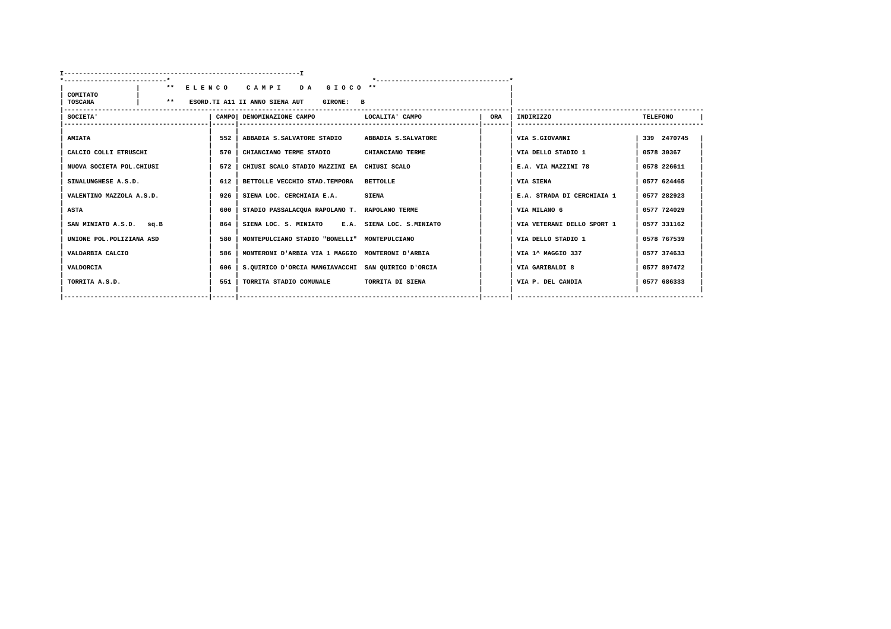**COMITATO TOSCANA**

## ** E L E N C O  C A M P I  D A  G I O C O **

** ESORD.TI A11 II ANNO SIENA AUT  GIRONE: B

| SOCIETA' | CAMPO | DENOMINAZIONE CAMPO | LOCALITA' CAMPO | ORA | INDIRIZZO | TELEFONO |
|---|---|---|---|---|---|---|
| AMIATA | 552 | ABBADIA S.SALVATORE STADIO | ABBADIA S.SALVATORE | | VIA S.GIOVANNI | 339 2470745 |
| CALCIO COLLI ETRUSCHI | 570 | CHIANCIANO TERME STADIO | CHIANCIANO TERME | | VIA DELLO STADIO 1 | 0578 30367 |
| NUOVA SOCIETA POL.CHIUSI | 572 | CHIUSI SCALO STADIO MAZZINI EA | CHIUSI SCALO | | E.A. VIA MAZZINI 78 | 0578 226611 |
| SINALUNGHESE A.S.D. | 612 | BETTOLLE VECCHIO STAD.TEMPORA | BETTOLLE | | VIA SIENA | 0577 624465 |
| VALENTINO MAZZOLA A.S.D. | 926 | SIENA LOC. CERCHIAIA E.A. | SIENA | | E.A. STRADA DI CERCHIAIA 1 | 0577 282923 |
| ASTA | 600 | STADIO PASSALACQUA RAPOLANO T. | RAPOLANO TERME | | VIA MILANO 6 | 0577 724029 |
| SAN MINIATO A.S.D. sq.B | 864 | SIENA LOC. S. MINIATO E.A. | SIENA LOC. S.MINIATO | | VIA VETERANI DELLO SPORT 1 | 0577 331162 |
| UNIONE POL.POLIZIANA ASD | 580 | MONTEPULCIANO STADIO "BONELLI" | MONTEPULCIANO | | VIA DELLO STADIO 1 | 0578 767539 |
| VALDARBIA CALCIO | 586 | MONTERONI D'ARBIA VIA 1 MAGGIO | MONTERONI D'ARBIA | | VIA 1^ MAGGIO 337 | 0577 374633 |
| VALDORCIA | 606 | S.QUIRICO D'ORCIA MANGIAVACCHI | SAN QUIRICO D'ORCIA | | VIA GARIBALDI 8 | 0577 897472 |
| TORRITA A.S.D. | 551 | TORRITA STADIO COMUNALE | TORRITA DI SIENA | | VIA P. DEL CANDIA | 0577 686333 |